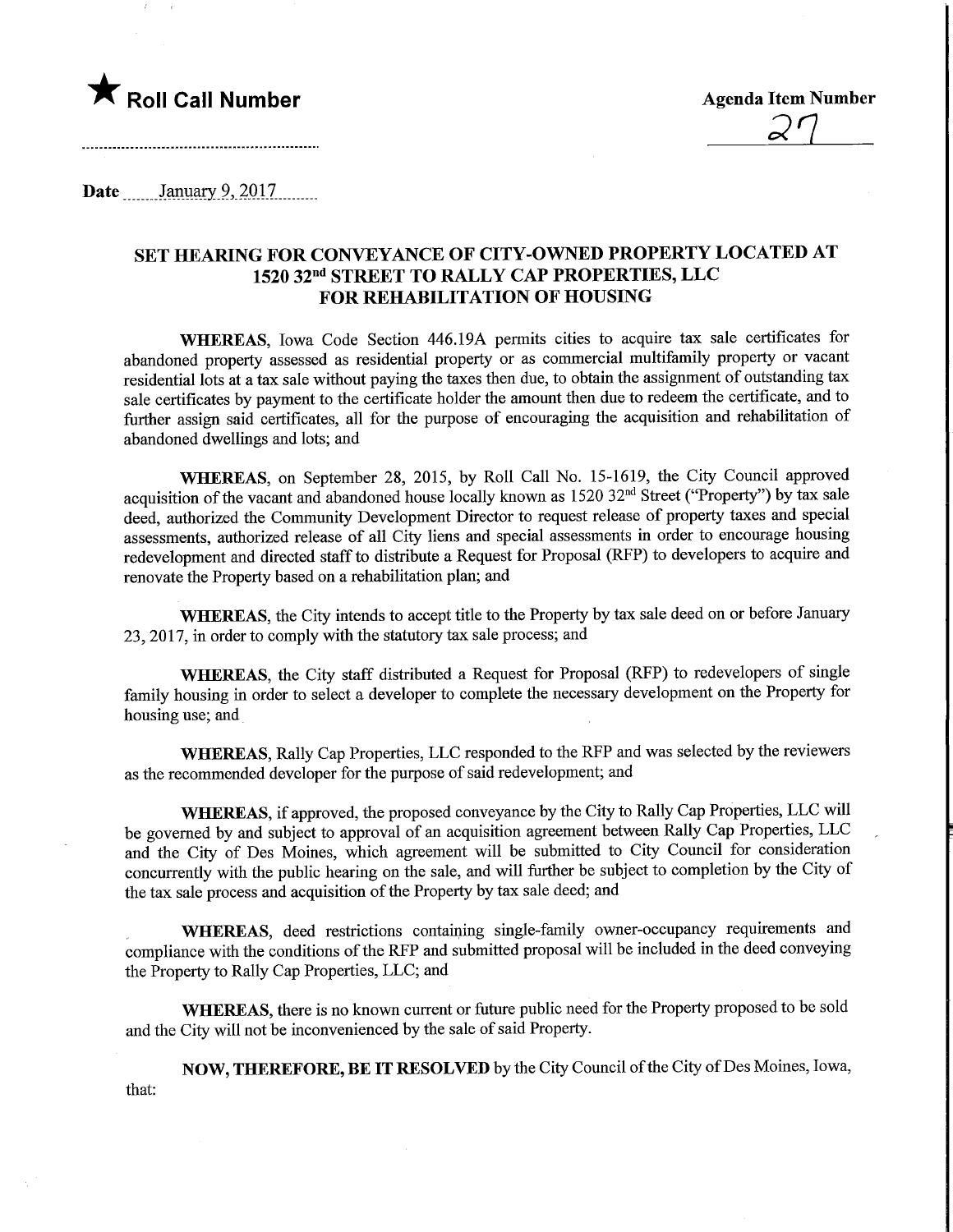★ **Roll Call Number**

**Agenda Item Number**

27

Date January 9, 2017

## SET HEARING FOR CONVEYANCE OF CITY-OWNED PROPERTY LOCATED AT 1520 32nd STREET TO RALLY CAP PROPERTIES, LLC FOR REHABILITATION OF HOUSING

**WHEREAS**, Iowa Code Section 446.19A permits cities to acquire tax sale certificates for abandoned property assessed as residential property or as commercial multifamily property or vacant residential lots at a tax sale without paying the taxes then due, to obtain the assignment of outstanding tax sale certificates by payment to the certificate holder the amount then due to redeem the certificate, and to further assign said certificates, all for the purpose of encouraging the acquisition and rehabilitation of abandoned dwellings and lots; and

**WHEREAS**, on September 28, 2015, by Roll Call No. 15-1619, the City Council approved acquisition of the vacant and abandoned house locally known as 1520 32nd Street ("Property") by tax sale deed, authorized the Community Development Director to request release of property taxes and special assessments, authorized release of all City liens and special assessments in order to encourage housing redevelopment and directed staff to distribute a Request for Proposal (RFP) to developers to acquire and renovate the Property based on a rehabilitation plan; and

**WHEREAS**, the City intends to accept title to the Property by tax sale deed on or before January 23, 2017, in order to comply with the statutory tax sale process; and

**WHEREAS**, the City staff distributed a Request for Proposal (RFP) to redevelopers of single family housing in order to select a developer to complete the necessary development on the Property for housing use; and

**WHEREAS**, Rally Cap Properties, LLC responded to the RFP and was selected by the reviewers as the recommended developer for the purpose of said redevelopment; and

**WHEREAS**, if approved, the proposed conveyance by the City to Rally Cap Properties, LLC will be governed by and subject to approval of an acquisition agreement between Rally Cap Properties, LLC and the City of Des Moines, which agreement will be submitted to City Council for consideration concurrently with the public hearing on the sale, and will further be subject to completion by the City of the tax sale process and acquisition of the Property by tax sale deed; and

**WHEREAS**, deed restrictions containing single-family owner-occupancy requirements and compliance with the conditions of the RFP and submitted proposal will be included in the deed conveying the Property to Rally Cap Properties, LLC; and

**WHEREAS**, there is no known current or future public need for the Property proposed to be sold and the City will not be inconvenienced by the sale of said Property.

**NOW, THEREFORE, BE IT RESOLVED** by the City Council of the City of Des Moines, Iowa, that: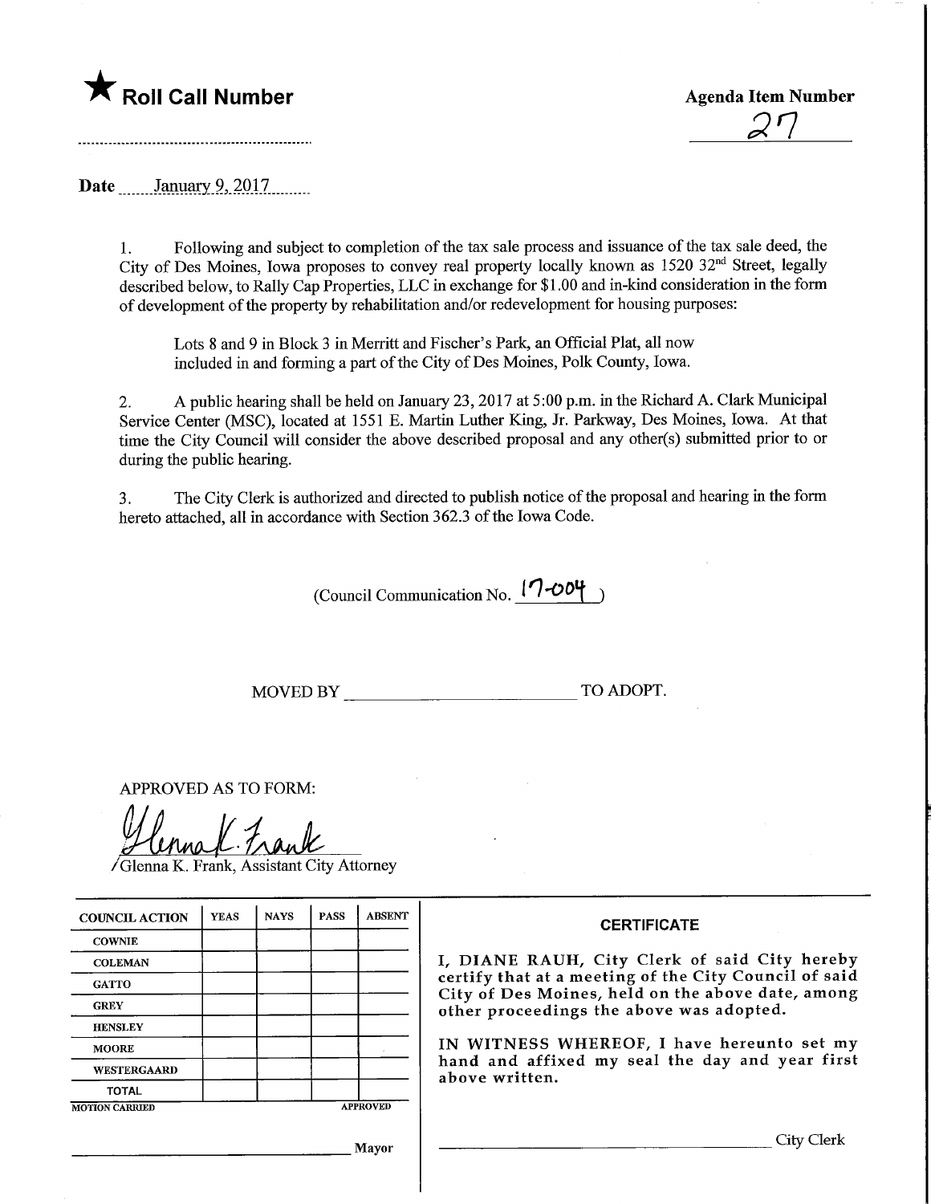★ **Roll Call Number**

..........................................................

**Agenda Item Number**

27

Date January 9, 2017

1. Following and subject to completion of the tax sale process and issuance of the tax sale deed, the City of Des Moines, Iowa proposes to convey real property locally known as 1520 32nd Street, legally described below, to Rally Cap Properties, LLC in exchange for $1.00 and in-kind consideration in the form of development of the property by rehabilitation and/or redevelopment for housing purposes:

Lots 8 and 9 in Block 3 in Merritt and Fischer's Park, an Official Plat, all now included in and forming a part of the City of Des Moines, Polk County, Iowa.

2. A public hearing shall be held on January 23, 2017 at 5:00 p.m. in the Richard A. Clark Municipal Service Center (MSC), located at 1551 E. Martin Luther King, Jr. Parkway, Des Moines, Iowa. At that time the City Council will consider the above described proposal and any other(s) submitted prior to or during the public hearing.

3. The City Clerk is authorized and directed to publish notice of the proposal and hearing in the form hereto attached, all in accordance with Section 362.3 of the Iowa Code.

(Council Communication No. 17-004 )

MOVED BY ____________________________ TO ADOPT.

APPROVED AS TO FORM:

Glenna K. Frank

/Glenna K. Frank, Assistant City Attorney

| COUNCIL ACTION | YEAS | NAYS | PASS | ABSENT |
|---|---|---|---|---|
| COWNIE | | | | |
| COLEMAN | | | | |
| GATTO | | | | |
| GREY | | | | |
| HENSLEY | | | | |
| MOORE | | | | |
| WESTERGAARD | | | | |
| TOTAL | | | | |

MOTION CARRIED APPROVED

______________________________ Mayor

**CERTIFICATE**

I, DIANE RAUH, City Clerk of said City hereby certify that at a meeting of the City Council of said City of Des Moines, held on the above date, among other proceedings the above was adopted.

IN WITNESS WHEREOF, I have hereunto set my hand and affixed my seal the day and year first above written.

______________________________ City Clerk